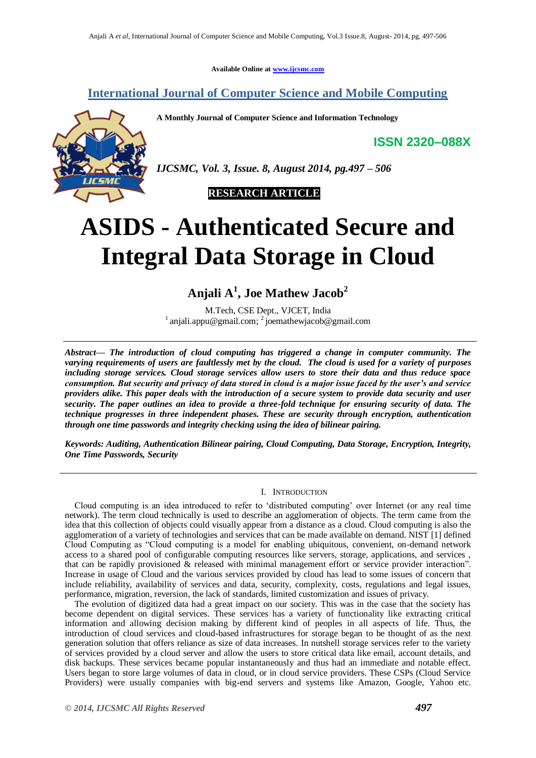Available Online at www.ijcsmc.com

**International Journal of Computer Science and Mobile Computing**

**A Monthly Journal of Computer Science and Information Technology**

**ISSN 2320–088X**

*IJCSMC, Vol. 3, Issue. 8, August 2014, pg.497 – 506*

**RESEARCH ARTICLE**

# ASIDS - Authenticated Secure and Integral Data Storage in Cloud

**Anjali A[1], Joe Mathew Jacob[2]**

M.Tech, CSE Dept., VJCET, India
[1] anjali.appu@gmail.com; [2] joemathewjacob@gmail.com

***Abstract***— ***The introduction of cloud computing has triggered a change in computer community. The varying requirements of users are faultlessly met by the cloud. The cloud is used for a variety of purposes including storage services. Cloud storage services allow users to store their data and thus reduce space consumption. But security and privacy of data stored in cloud is a major issue faced by the user's and service providers alike. This paper deals with the introduction of a secure system to provide data security and user security. The paper outlines an idea to provide a three-fold technique for ensuring security of data. The technique progresses in three independent phases. These are security through encryption, authentication through one time passwords and integrity checking using the idea of bilinear pairing.***

***Keywords: Auditing, Authentication Bilinear pairing, Cloud Computing, Data Storage, Encryption, Integrity, One Time Passwords, Security***

## I. Introduction

Cloud computing is an idea introduced to refer to 'distributed computing' over Internet (or any real time network). The term cloud technically is used to describe an agglomeration of objects. The term came from the idea that this collection of objects could visually appear from a distance as a cloud. Cloud computing is also the agglomeration of a variety of technologies and services that can be made available on demand. NIST [1] defined Cloud Computing as "Cloud computing is a model for enabling ubiquitous, convenient, on-demand network access to a shared pool of configurable computing resources like servers, storage, applications, and services , that can be rapidly provisioned & released with minimal management effort or service provider interaction". Increase in usage of Cloud and the various services provided by cloud has lead to some issues of concern that include reliability, availability of services and data, security, complexity, costs, regulations and legal issues, performance, migration, reversion, the lack of standards, limited customization and issues of privacy.

The evolution of digitized data had a great impact on our society. This was in the case that the society has become dependent on digital services. These services has a variety of functionality like extracting critical information and allowing decision making by different kind of peoples in all aspects of life. Thus, the introduction of cloud services and cloud-based infrastructures for storage began to be thought of as the next generation solution that offers reliance as size of data increases. In nutshell storage services refer to the variety of services provided by a cloud server and allow the users to store critical data like email, account details, and disk backups. These services became popular instantaneously and thus had an immediate and notable effect. Users began to store large volumes of data in cloud, or in cloud service providers. These CSPs (Cloud Service Providers) were usually companies with big-end servers and systems like Amazon, Google, Yahoo etc.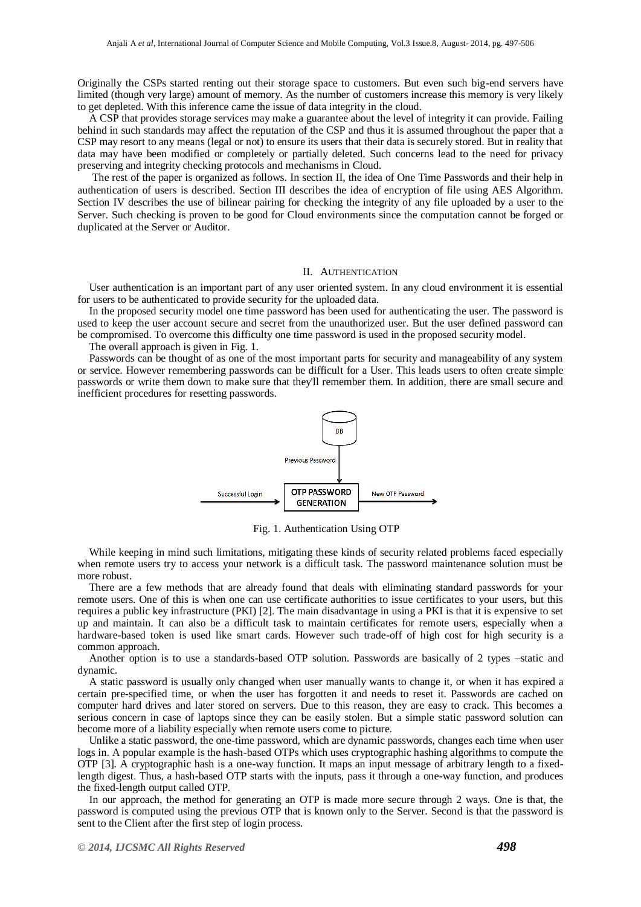Originally the CSPs started renting out their storage space to customers. But even such big-end servers have limited (though very large) amount of memory. As the number of customers increase this memory is very likely to get depleted. With this inference came the issue of data integrity in the cloud.

A CSP that provides storage services may make a guarantee about the level of integrity it can provide. Failing behind in such standards may affect the reputation of the CSP and thus it is assumed throughout the paper that a CSP may resort to any means (legal or not) to ensure its users that their data is securely stored. But in reality that data may have been modified or completely or partially deleted. Such concerns lead to the need for privacy preserving and integrity checking protocols and mechanisms in Cloud.

The rest of the paper is organized as follows. In section II, the idea of One Time Passwords and their help in authentication of users is described. Section III describes the idea of encryption of file using AES Algorithm. Section IV describes the use of bilinear pairing for checking the integrity of any file uploaded by a user to the Server. Such checking is proven to be good for Cloud environments since the computation cannot be forged or duplicated at the Server or Auditor.

## II. AUTHENTICATION

User authentication is an important part of any user oriented system. In any cloud environment it is essential for users to be authenticated to provide security for the uploaded data.

In the proposed security model one time password has been used for authenticating the user. The password is used to keep the user account secure and secret from the unauthorized user. But the user defined password can be compromised. To overcome this difficulty one time password is used in the proposed security model.

The overall approach is given in Fig. 1.

Passwords can be thought of as one of the most important parts for security and manageability of any system or service. However remembering passwords can be difficult for a User. This leads users to often create simple passwords or write them down to make sure that they'll remember them. In addition, there are small secure and inefficient procedures for resetting passwords.

DB

Previous Password

Successful Login → OTP PASSWORD GENERATION → New OTP Password

Fig. 1. Authentication Using OTP

While keeping in mind such limitations, mitigating these kinds of security related problems faced especially when remote users try to access your network is a difficult task. The password maintenance solution must be more robust.

There are a few methods that are already found that deals with eliminating standard passwords for your remote users. One of this is when one can use certificate authorities to issue certificates to your users, but this requires a public key infrastructure (PKI) [2]. The main disadvantage in using a PKI is that it is expensive to set up and maintain. It can also be a difficult task to maintain certificates for remote users, especially when a hardware-based token is used like smart cards. However such trade-off of high cost for high security is a common approach.

Another option is to use a standards-based OTP solution. Passwords are basically of 2 types –static and dynamic.

A static password is usually only changed when user manually wants to change it, or when it has expired a certain pre-specified time, or when the user has forgotten it and needs to reset it. Passwords are cached on computer hard drives and later stored on servers. Due to this reason, they are easy to crack. This becomes a serious concern in case of laptops since they can be easily stolen. But a simple static password solution can become more of a liability especially when remote users come to picture.

Unlike a static password, the one-time password, which are dynamic passwords, changes each time when user logs in. A popular example is the hash-based OTPs which uses cryptographic hashing algorithms to compute the OTP [3]. A cryptographic hash is a one-way function. It maps an input message of arbitrary length to a fixed-length digest. Thus, a hash-based OTP starts with the inputs, pass it through a one-way function, and produces the fixed-length output called OTP.

In our approach, the method for generating an OTP is made more secure through 2 ways. One is that, the password is computed using the previous OTP that is known only to the Server. Second is that the password is sent to the Client after the first step of login process.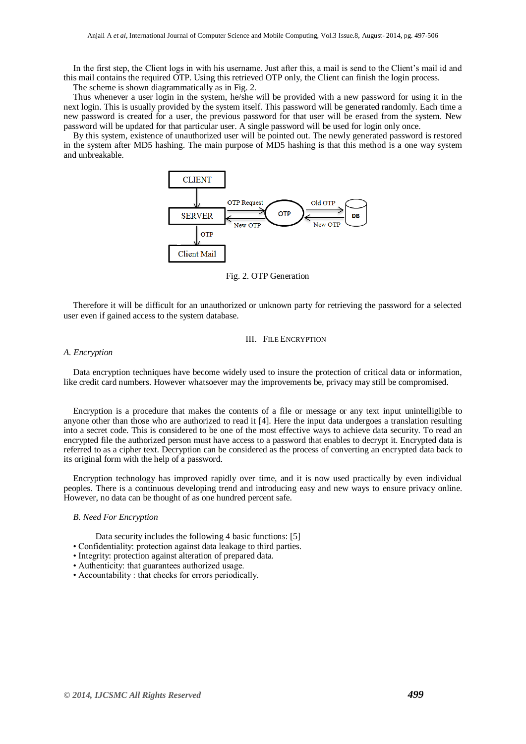In the first step, the Client logs in with his username. Just after this, a mail is send to the Client's mail id and this mail contains the required OTP. Using this retrieved OTP only, the Client can finish the login process.

The scheme is shown diagrammatically as in Fig. 2.

Thus whenever a user login in the system, he/she will be provided with a new password for using it in the next login. This is usually provided by the system itself. This password will be generated randomly. Each time a new password is created for a user, the previous password for that user will be erased from the system. New password will be updated for that particular user. A single password will be used for login only once.

By this system, existence of unauthorized user will be pointed out. The newly generated password is restored in the system after MD5 hashing. The main purpose of MD5 hashing is that this method is a one way system and unbreakable.

Fig. 2. OTP Generation

Therefore it will be difficult for an unauthorized or unknown party for retrieving the password for a selected user even if gained access to the system database.

## III. File Encryption

### *A. Encryption*

Data encryption techniques have become widely used to insure the protection of critical data or information, like credit card numbers. However whatsoever may the improvements be, privacy may still be compromised.

Encryption is a procedure that makes the contents of a file or message or any text input unintelligible to anyone other than those who are authorized to read it [4]. Here the input data undergoes a translation resulting into a secret code. This is considered to be one of the most effective ways to achieve data security. To read an encrypted file the authorized person must have access to a password that enables to decrypt it. Encrypted data is referred to as a cipher text. Decryption can be considered as the process of converting an encrypted data back to its original form with the help of a password.

Encryption technology has improved rapidly over time, and it is now used practically by even individual peoples. There is a continuous developing trend and introducing easy and new ways to ensure privacy online. However, no data can be thought of as one hundred percent safe.

### *B. Need For Encryption*

Data security includes the following 4 basic functions: [5]

- Confidentiality: protection against data leakage to third parties.
- Integrity: protection against alteration of prepared data.
- Authenticity: that guarantees authorized usage.
- Accountability : that checks for errors periodically.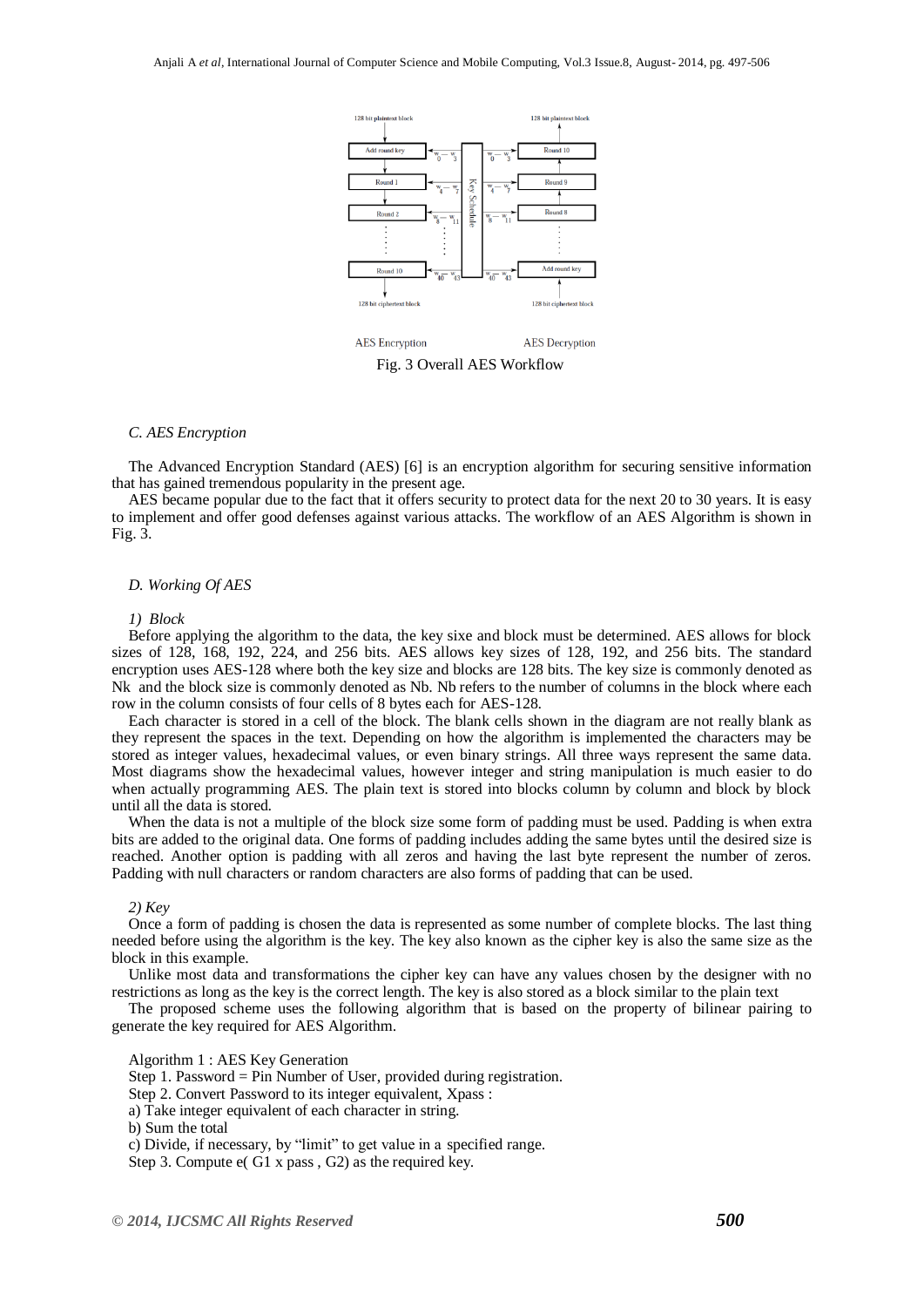AES Encryption AES Decryption

Fig. 3 Overall AES Workflow

### C. AES Encryption

The Advanced Encryption Standard (AES) [6] is an encryption algorithm for securing sensitive information that has gained tremendous popularity in the present age.

AES became popular due to the fact that it offers security to protect data for the next 20 to 30 years. It is easy to implement and offer good defenses against various attacks. The workflow of an AES Algorithm is shown in Fig. 3.

### D. Working Of AES

#### 1) Block

Before applying the algorithm to the data, the key sixe and block must be determined. AES allows for block sizes of 128, 168, 192, 224, and 256 bits. AES allows key sizes of 128, 192, and 256 bits. The standard encryption uses AES-128 where both the key size and blocks are 128 bits. The key size is commonly denoted as Nk and the block size is commonly denoted as Nb. Nb refers to the number of columns in the block where each row in the column consists of four cells of 8 bytes each for AES-128.

Each character is stored in a cell of the block. The blank cells shown in the diagram are not really blank as they represent the spaces in the text. Depending on how the algorithm is implemented the characters may be stored as integer values, hexadecimal values, or even binary strings. All three ways represent the same data. Most diagrams show the hexadecimal values, however integer and string manipulation is much easier to do when actually programming AES. The plain text is stored into blocks column by column and block by block until all the data is stored.

When the data is not a multiple of the block size some form of padding must be used. Padding is when extra bits are added to the original data. One forms of padding includes adding the same bytes until the desired size is reached. Another option is padding with all zeros and having the last byte represent the number of zeros. Padding with null characters or random characters are also forms of padding that can be used.

#### 2) Key

Once a form of padding is chosen the data is represented as some number of complete blocks. The last thing needed before using the algorithm is the key. The key also known as the cipher key is also the same size as the block in this example.

Unlike most data and transformations the cipher key can have any values chosen by the designer with no restrictions as long as the key is the correct length. The key is also stored as a block similar to the plain text

The proposed scheme uses the following algorithm that is based on the property of bilinear pairing to generate the key required for AES Algorithm.

Algorithm 1 : AES Key Generation

Step 1. Password = Pin Number of User, provided during registration.

Step 2. Convert Password to its integer equivalent, Xpass :

a) Take integer equivalent of each character in string.

b) Sum the total

c) Divide, if necessary, by "limit" to get value in a specified range.

Step 3. Compute e( G1 x pass , G2) as the required key.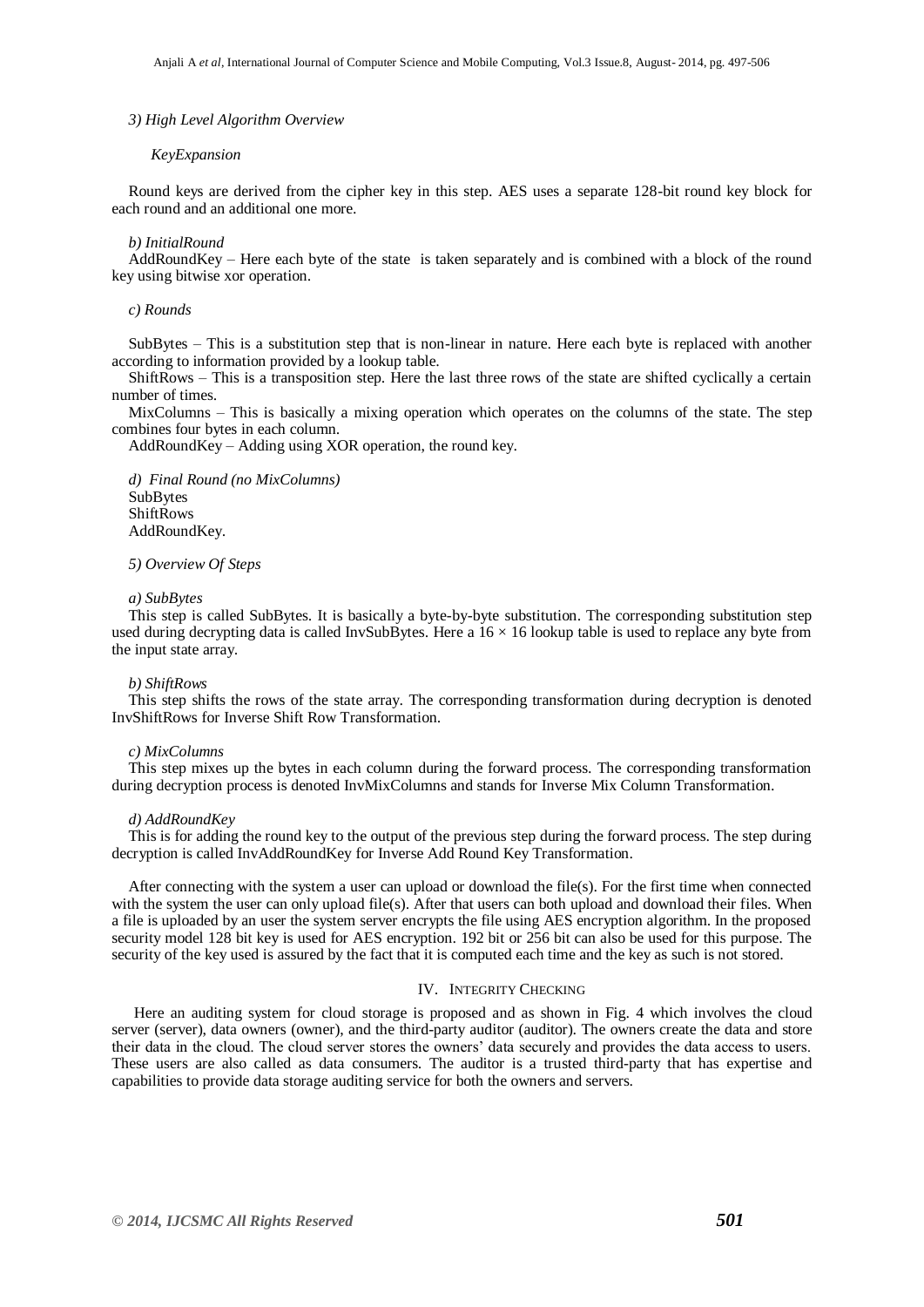### *3) High Level Algorithm Overview*

*KeyExpansion*

Round keys are derived from the cipher key in this step. AES uses a separate 128-bit round key block for each round and an additional one more.

*b) InitialRound*

AddRoundKey – Here each byte of the state is taken separately and is combined with a block of the round key using bitwise xor operation.

*c) Rounds*

SubBytes – This is a substitution step that is non-linear in nature. Here each byte is replaced with another according to information provided by a lookup table.

ShiftRows – This is a transposition step. Here the last three rows of the state are shifted cyclically a certain number of times.

MixColumns – This is basically a mixing operation which operates on the columns of the state. The step combines four bytes in each column.

AddRoundKey – Adding using XOR operation, the round key.

*d) Final Round (no MixColumns)*

SubBytes
ShiftRows
AddRoundKey.

### *5) Overview Of Steps*

*a) SubBytes*

This step is called SubBytes. It is basically a byte-by-byte substitution. The corresponding substitution step used during decrypting data is called InvSubBytes. Here a $16 \times 16$ lookup table is used to replace any byte from the input state array.

*b) ShiftRows*

This step shifts the rows of the state array. The corresponding transformation during decryption is denoted InvShiftRows for Inverse Shift Row Transformation.

*c) MixColumns*

This step mixes up the bytes in each column during the forward process. The corresponding transformation during decryption process is denoted InvMixColumns and stands for Inverse Mix Column Transformation.

*d) AddRoundKey*

This is for adding the round key to the output of the previous step during the forward process. The step during decryption is called InvAddRoundKey for Inverse Add Round Key Transformation.

After connecting with the system a user can upload or download the file(s). For the first time when connected with the system the user can only upload file(s). After that users can both upload and download their files. When a file is uploaded by an user the system server encrypts the file using AES encryption algorithm. In the proposed security model 128 bit key is used for AES encryption. 192 bit or 256 bit can also be used for this purpose. The security of the key used is assured by the fact that it is computed each time and the key as such is not stored.

## IV. INTEGRITY CHECKING

Here an auditing system for cloud storage is proposed and as shown in Fig. 4 which involves the cloud server (server), data owners (owner), and the third-party auditor (auditor). The owners create the data and store their data in the cloud. The cloud server stores the owners' data securely and provides the data access to users. These users are also called as data consumers. The auditor is a trusted third-party that has expertise and capabilities to provide data storage auditing service for both the owners and servers.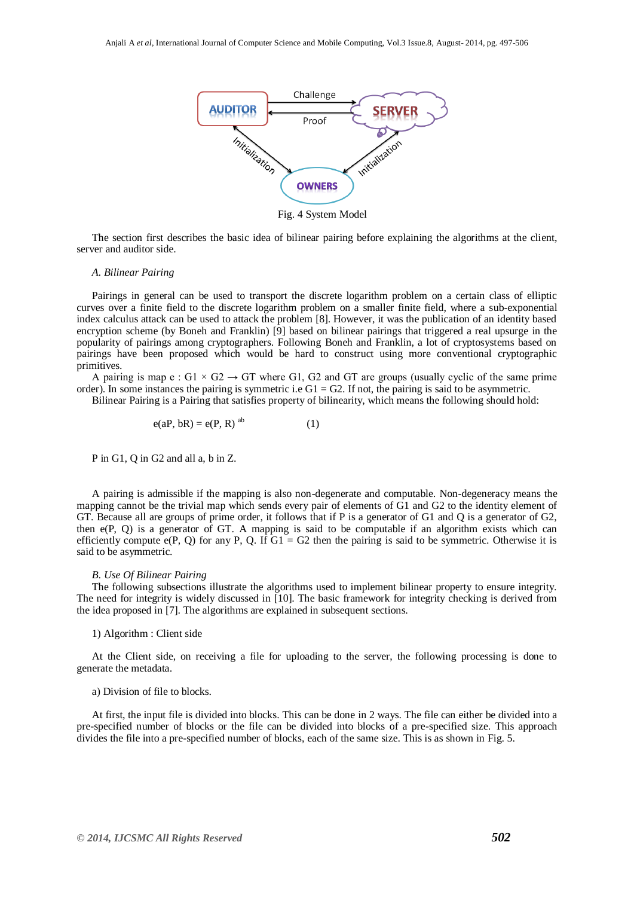Fig. 4 System Model

The section first describes the basic idea of bilinear pairing before explaining the algorithms at the client, server and auditor side.

*A. Bilinear Pairing*

Pairings in general can be used to transport the discrete logarithm problem on a certain class of elliptic curves over a finite field to the discrete logarithm problem on a smaller finite field, where a sub-exponential index calculus attack can be used to attack the problem [8]. However, it was the publication of an identity based encryption scheme (by Boneh and Franklin) [9] based on bilinear pairings that triggered a real upsurge in the popularity of pairings among cryptographers. Following Boneh and Franklin, a lot of cryptosystems based on pairings have been proposed which would be hard to construct using more conventional cryptographic primitives.

A pairing is map e : G1 × G2 → GT where G1, G2 and GT are groups (usually cyclic of the same prime order). In some instances the pairing is symmetric i.e G1 = G2. If not, the pairing is said to be asymmetric.

Bilinear Pairing is a Pairing that satisfies property of bilinearity, which means the following should hold:

$$e(aP, bR) = e(P, R)^{ab} \qquad (1)$$

P in G1, Q in G2 and all a, b in Z.

A pairing is admissible if the mapping is also non-degenerate and computable. Non-degeneracy means the mapping cannot be the trivial map which sends every pair of elements of G1 and G2 to the identity element of GT. Because all are groups of prime order, it follows that if P is a generator of G1 and Q is a generator of G2, then e(P, Q) is a generator of GT. A mapping is said to be computable if an algorithm exists which can efficiently compute e(P, Q) for any P, Q. If G1 = G2 then the pairing is said to be symmetric. Otherwise it is said to be asymmetric.

*B. Use Of Bilinear Pairing*

The following subsections illustrate the algorithms used to implement bilinear property to ensure integrity. The need for integrity is widely discussed in [10]. The basic framework for integrity checking is derived from the idea proposed in [7]. The algorithms are explained in subsequent sections.

1) Algorithm : Client side

At the Client side, on receiving a file for uploading to the server, the following processing is done to generate the metadata.

a) Division of file to blocks.

At first, the input file is divided into blocks. This can be done in 2 ways. The file can either be divided into a pre-specified number of blocks or the file can be divided into blocks of a pre-specified size. This approach divides the file into a pre-specified number of blocks, each of the same size. This is as shown in Fig. 5.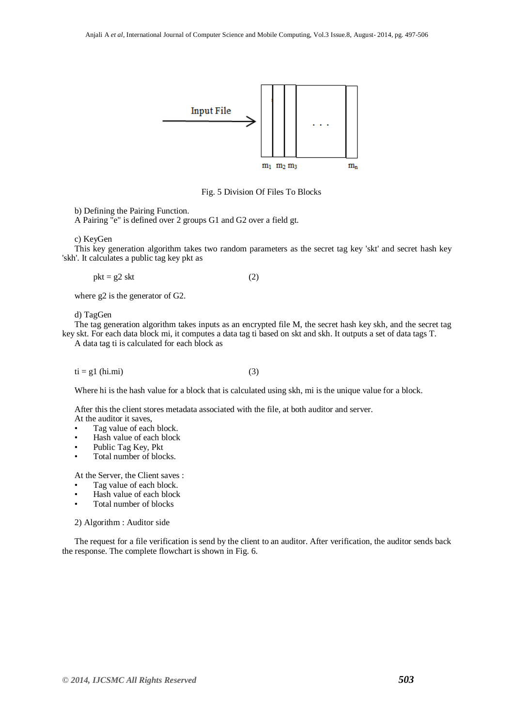Fig. 5 Division Of Files To Blocks

b) Defining the Pairing Function.
A Pairing "e" is defined over 2 groups G1 and G2 over a field gt.

c) KeyGen
This key generation algorithm takes two random parameters as the secret tag key 'skt' and secret hash key 'skh'. It calculates a public tag key pkt as

$$pkt = g2\ skt \qquad (2)$$

where g2 is the generator of G2.

d) TagGen
The tag generation algorithm takes inputs as an encrypted file M, the secret hash key skh, and the secret tag key skt. For each data block mi, it computes a data tag ti based on skt and skh. It outputs a set of data tags T.
A data tag ti is calculated for each block as

$$ti = g1\ (hi.mi) \qquad (3)$$

Where hi is the hash value for a block that is calculated using skh, mi is the unique value for a block.

After this the client stores metadata associated with the file, at both auditor and server.
At the auditor it saves,

- Tag value of each block.
- Hash value of each block
- Public Tag Key, Pkt
- Total number of blocks.

At the Server, the Client saves :

- Tag value of each block.
- Hash value of each block
- Total number of blocks

2) Algorithm : Auditor side

The request for a file verification is send by the client to an auditor. After verification, the auditor sends back the response. The complete flowchart is shown in Fig. 6.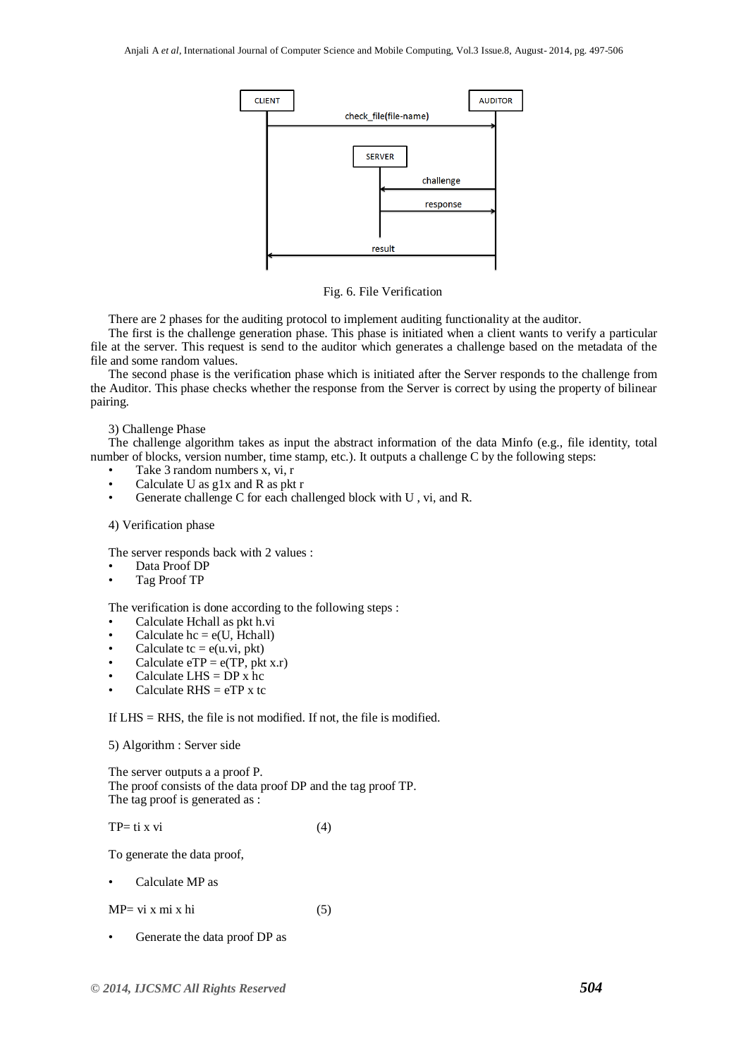Fig. 6. File Verification

There are 2 phases for the auditing protocol to implement auditing functionality at the auditor.

The first is the challenge generation phase. This phase is initiated when a client wants to verify a particular file at the server. This request is send to the auditor which generates a challenge based on the metadata of the file and some random values.

The second phase is the verification phase which is initiated after the Server responds to the challenge from the Auditor. This phase checks whether the response from the Server is correct by using the property of bilinear pairing.

3) Challenge Phase

The challenge algorithm takes as input the abstract information of the data Minfo (e.g., file identity, total number of blocks, version number, time stamp, etc.). It outputs a challenge C by the following steps:

- Take 3 random numbers x, vi, r
- Calculate U as g1x and R as pkt r
- Generate challenge C for each challenged block with U , vi, and R.

4) Verification phase

The server responds back with 2 values :

- Data Proof DP
- Tag Proof TP

The verification is done according to the following steps :

- Calculate Hchall as pkt h.vi
- Calculate hc = e(U, Hchall)
- Calculate tc = e(u.vi, pkt)
- Calculate eTP = e(TP, pkt x.r)
- Calculate LHS = DP x hc
- Calculate RHS = eTP x tc

If LHS = RHS, the file is not modified. If not, the file is modified.

5) Algorithm : Server side

The server outputs a a proof P.
The proof consists of the data proof DP and the tag proof TP.
The tag proof is generated as :

TP= ti x vi (4)

To generate the data proof,

- Calculate MP as

MP= vi x mi x hi (5)

- Generate the data proof DP as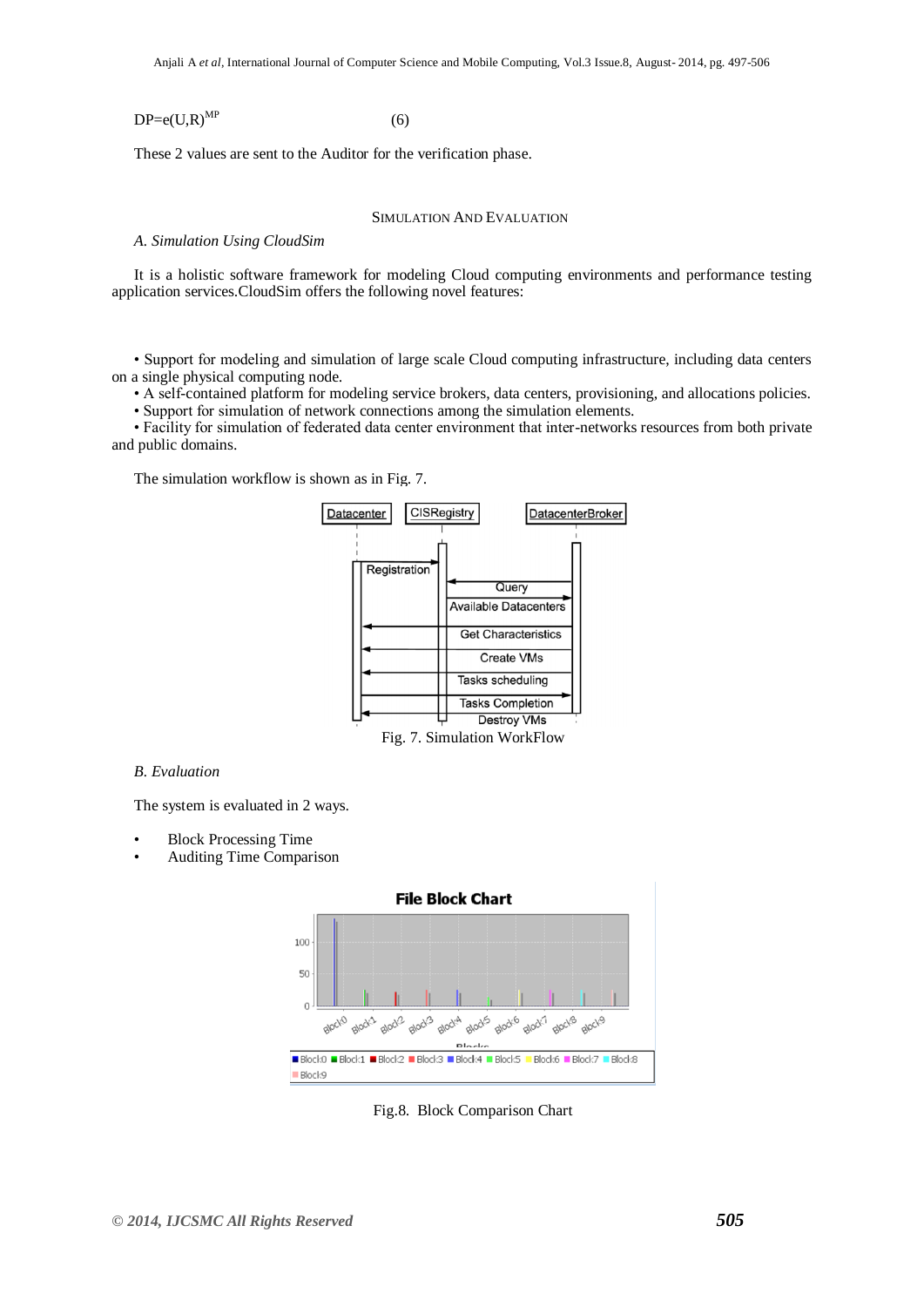$$DP=e(U,R)^{MP} \quad (6)$$

These 2 values are sent to the Auditor for the verification phase.

## SIMULATION AND EVALUATION

### *A. Simulation Using CloudSim*

It is a holistic software framework for modeling Cloud computing environments and performance testing application services.CloudSim offers the following novel features:

- Support for modeling and simulation of large scale Cloud computing infrastructure, including data centers on a single physical computing node.
- A self-contained platform for modeling service brokers, data centers, provisioning, and allocations policies.
- Support for simulation of network connections among the simulation elements.
- Facility for simulation of federated data center environment that inter-networks resources from both private and public domains.

The simulation workflow is shown as in Fig. 7.

Fig. 7. Simulation WorkFlow

### *B. Evaluation*

The system is evaluated in 2 ways.

- Block Processing Time
- Auditing Time Comparison

Fig.8. Block Comparison Chart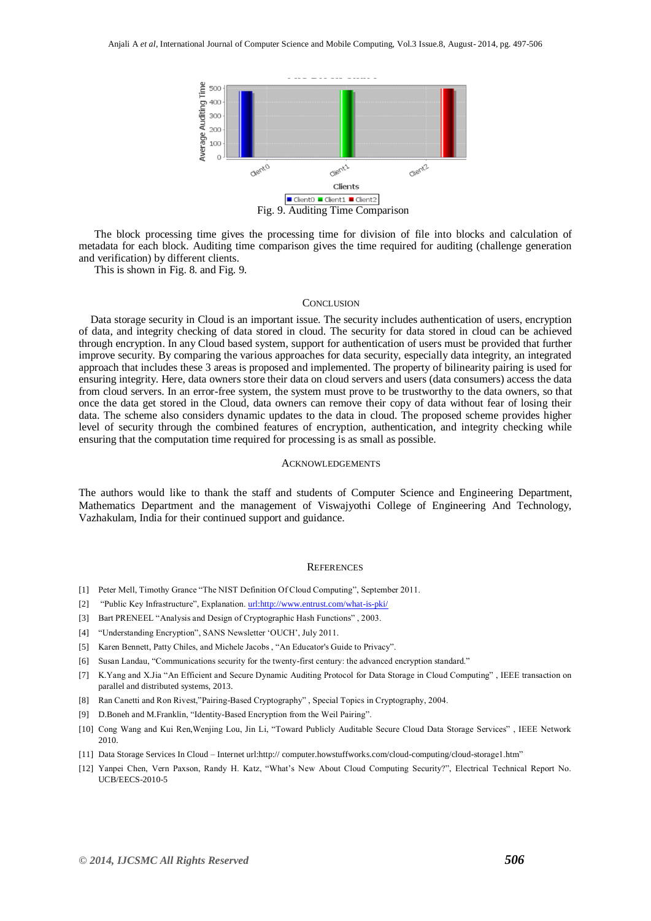Average Auditing Time

500
400
300
200
100
0

Client0 Client1 Client2

Clients

Client0 Client1 Client2

Fig. 9. Auditing Time Comparison

The block processing time gives the processing time for division of file into blocks and calculation of metadata for each block. Auditing time comparison gives the time required for auditing (challenge generation and verification) by different clients.

This is shown in Fig. 8. and Fig. 9.

## CONCLUSION

Data storage security in Cloud is an important issue. The security includes authentication of users, encryption of data, and integrity checking of data stored in cloud. The security for data stored in cloud can be achieved through encryption. In any Cloud based system, support for authentication of users must be provided that further improve security. By comparing the various approaches for data security, especially data integrity, an integrated approach that includes these 3 areas is proposed and implemented. The property of bilinearity pairing is used for ensuring integrity. Here, data owners store their data on cloud servers and users (data consumers) access the data from cloud servers. In an error-free system, the system must prove to be trustworthy to the data owners, so that once the data get stored in the Cloud, data owners can remove their copy of data without fear of losing their data. The scheme also considers dynamic updates to the data in cloud. The proposed scheme provides higher level of security through the combined features of encryption, authentication, and integrity checking while ensuring that the computation time required for processing is as small as possible.

## ACKNOWLEDGEMENTS

The authors would like to thank the staff and students of Computer Science and Engineering Department, Mathematics Department and the management of Viswajyothi College of Engineering And Technology, Vazhakulam, India for their continued support and guidance.

## REFERENCES

[1] Peter Mell, Timothy Grance "The NIST Definition Of Cloud Computing", September 2011.

[2] "Public Key Infrastructure", Explanation. url:http://www.entrust.com/what-is-pki/

[3] Bart PRENEEL "Analysis and Design of Cryptographic Hash Functions" , 2003.

[4] "Understanding Encryption", SANS Newsletter 'OUCH', July 2011.

[5] Karen Bennett, Patty Chiles, and Michele Jacobs , "An Educator's Guide to Privacy".

[6] Susan Landau, "Communications security for the twenty-first century: the advanced encryption standard."

[7] K.Yang and X.Jia "An Efficient and Secure Dynamic Auditing Protocol for Data Storage in Cloud Computing" , IEEE transaction on parallel and distributed systems, 2013.

[8] Ran Canetti and Ron Rivest,"Pairing-Based Cryptography" , Special Topics in Cryptography, 2004.

[9] D.Boneh and M.Franklin, "Identity-Based Encryption from the Weil Pairing".

[10] Cong Wang and Kui Ren,Wenjing Lou, Jin Li, "Toward Publicly Auditable Secure Cloud Data Storage Services" , IEEE Network 2010.

[11] Data Storage Services In Cloud – Internet url:http:// computer.howstuffworks.com/cloud-computing/cloud-storage1.htm"

[12] Yanpei Chen, Vern Paxson, Randy H. Katz, "What's New About Cloud Computing Security?", Electrical Technical Report No. UCB/EECS-2010-5